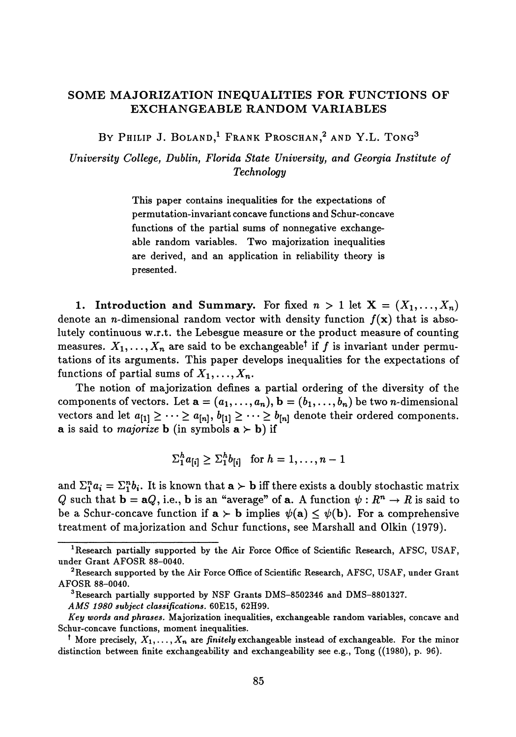# SOME MAJORIZATION INEQUALITIES FOR FUNCTIONS OF EXCHANGEABLE RANDOM VARIABLES

BY PHILIP J. BOLAND,[1] FRANK PROSCHAN,[2] AND Y.L. TONG[3]

*University College, Dublin, Florida State University, and Georgia Institute of Technology*

> This paper contains inequalities for the expectations of permutation-invariant concave functions and Schur-concave functions of the partial sums of nonnegative exchangeable random variables. Two majorization inequalities are derived, and an application in reliability theory is presented.

**1. Introduction and Summary.** For fixed $n > 1$ let $\mathbf{X} = (X_1, \ldots, X_n)$ denote an $n$-dimensional random vector with density function $f(\mathbf{x})$ that is absolutely continuous w.r.t. the Lebesgue measure or the product measure of counting measures. $X_1, \ldots, X_n$ are said to be exchangeable† if $f$ is invariant under permutations of its arguments. This paper develops inequalities for the expectations of functions of partial sums of $X_1, \ldots, X_n$.

The notion of majorization defines a partial ordering of the diversity of the components of vectors. Let $\mathbf{a} = (a_1, \ldots, a_n)$, $\mathbf{b} = (b_1, \ldots, b_n)$ be two $n$-dimensional vectors and let $a_{[1]} \geq \cdots \geq a_{[n]}$, $b_{[1]} \geq \cdots \geq b_{[n]}$ denote their ordered components. $\mathbf{a}$ is said to *majorize* $\mathbf{b}$ (in symbols $\mathbf{a} \succ \mathbf{b}$) if

$$\Sigma_1^h a_{[i]} \geq \Sigma_1^h b_{[i]} \quad \text{for } h = 1, \ldots, n-1$$

and $\Sigma_1^n a_i = \Sigma_1^n b_i$. It is known that $\mathbf{a} \succ \mathbf{b}$ iff there exists a doubly stochastic matrix $Q$ such that $\mathbf{b} = \mathbf{a}Q$, i.e., $\mathbf{b}$ is an "average" of $\mathbf{a}$. A function $\psi : R^n \to R$ is said to be a Schur-concave function if $\mathbf{a} \succ \mathbf{b}$ implies $\psi(\mathbf{a}) \leq \psi(\mathbf{b})$. For a comprehensive treatment of majorization and Schur functions, see Marshall and Olkin (1979).

---

[1]Research partially supported by the Air Force Office of Scientific Research, AFSC, USAF, under Grant AFOSR 88–0040.

[2]Research supported by the Air Force Office of Scientific Research, AFSC, USAF, under Grant AFOSR 88–0040.

[3]Research partially supported by NSF Grants DMS–8502346 and DMS–8801327.

*AMS 1980 subject classifications.* 60E15, 62H99.

*Key words and phrases.* Majorization inequalities, exchangeable random variables, concave and Schur-concave functions, moment inequalities.

† More precisely, $X_1, \ldots, X_n$ are *finitely* exchangeable instead of exchangeable. For the minor distinction between finite exchangeability and exchangeability see e.g., Tong ((1980), p. 96).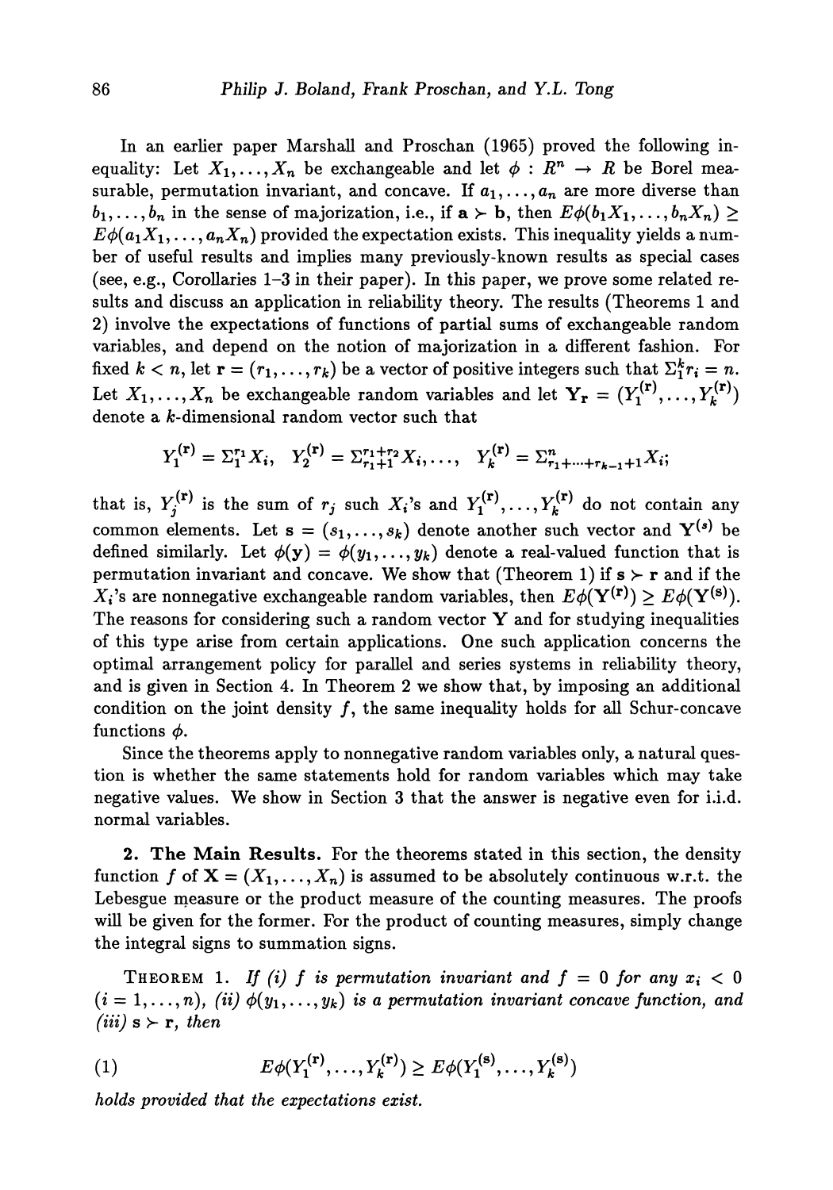In an earlier paper Marshall and Proschan (1965) proved the following inequality: Let $X_1, \ldots, X_n$ be exchangeable and let $\phi : R^n \to R$ be Borel measurable, permutation invariant, and concave. If $a_1, \ldots, a_n$ are more diverse than $b_1, \ldots, b_n$ in the sense of majorization, i.e., if $\mathbf{a} \succ \mathbf{b}$, then $E\phi(b_1X_1, \ldots, b_nX_n) \geq E\phi(a_1X_1, \ldots, a_nX_n)$ provided the expectation exists. This inequality yields a number of useful results and implies many previously-known results as special cases (see, e.g., Corollaries 1–3 in their paper). In this paper, we prove some related results and discuss an application in reliability theory. The results (Theorems 1 and 2) involve the expectations of functions of partial sums of exchangeable random variables, and depend on the notion of majorization in a different fashion. For fixed $k < n$, let $\mathbf{r} = (r_1, \ldots, r_k)$ be a vector of positive integers such that $\Sigma_1^k r_i = n$. Let $X_1, \ldots, X_n$ be exchangeable random variables and let $\mathbf{Y_r} = (Y_1^{(\mathbf{r})}, \ldots, Y_k^{(\mathbf{r})})$ denote a $k$-dimensional random vector such that

$$Y_1^{(\mathbf{r})} = \Sigma_1^{r_1} X_i, \quad Y_2^{(\mathbf{r})} = \Sigma_{r_1+1}^{r_1+r_2} X_i, \ldots, \quad Y_k^{(\mathbf{r})} = \Sigma_{r_1+\cdots+r_{k-1}+1}^{n} X_i;$$

that is, $Y_j^{(\mathbf{r})}$ is the sum of $r_j$ such $X_i$'s and $Y_1^{(\mathbf{r})}, \ldots, Y_k^{(\mathbf{r})}$ do not contain any common elements. Let $\mathbf{s} = (s_1, \ldots, s_k)$ denote another such vector and $\mathbf{Y}^{(s)}$ be defined similarly. Let $\phi(\mathbf{y}) = \phi(y_1, \ldots, y_k)$ denote a real-valued function that is permutation invariant and concave. We show that (Theorem 1) if $\mathbf{s} \succ \mathbf{r}$ and if the $X_i$'s are nonnegative exchangeable random variables, then $E\phi(\mathbf{Y}^{(\mathbf{r})}) \geq E\phi(\mathbf{Y}^{(\mathbf{s})})$. The reasons for considering such a random vector $\mathbf{Y}$ and for studying inequalities of this type arise from certain applications. One such application concerns the optimal arrangement policy for parallel and series systems in reliability theory, and is given in Section 4. In Theorem 2 we show that, by imposing an additional condition on the joint density $f$, the same inequality holds for all Schur-concave functions $\phi$.

Since the theorems apply to nonnegative random variables only, a natural question is whether the same statements hold for random variables which may take negative values. We show in Section 3 that the answer is negative even for i.i.d. normal variables.

## 2. The Main Results.

For the theorems stated in this section, the density function $f$ of $\mathbf{X} = (X_1, \ldots, X_n)$ is assumed to be absolutely continuous w.r.t. the Lebesgue measure or the product measure of the counting measures. The proofs will be given for the former. For the product of counting measures, simply change the integral signs to summation signs.

THEOREM 1. *If (i) $f$ is permutation invariant and $f = 0$ for any $x_i < 0$ $(i = 1, \ldots, n)$, (ii) $\phi(y_1, \ldots, y_k)$ is a permutation invariant concave function, and (iii) $\mathbf{s} \succ \mathbf{r}$, then*

$$E\phi(Y_1^{(\mathbf{r})}, \ldots, Y_k^{(\mathbf{r})}) \geq E\phi(Y_1^{(\mathbf{s})}, \ldots, Y_k^{(\mathbf{s})}) \tag{1}$$

*holds provided that the expectations exist.*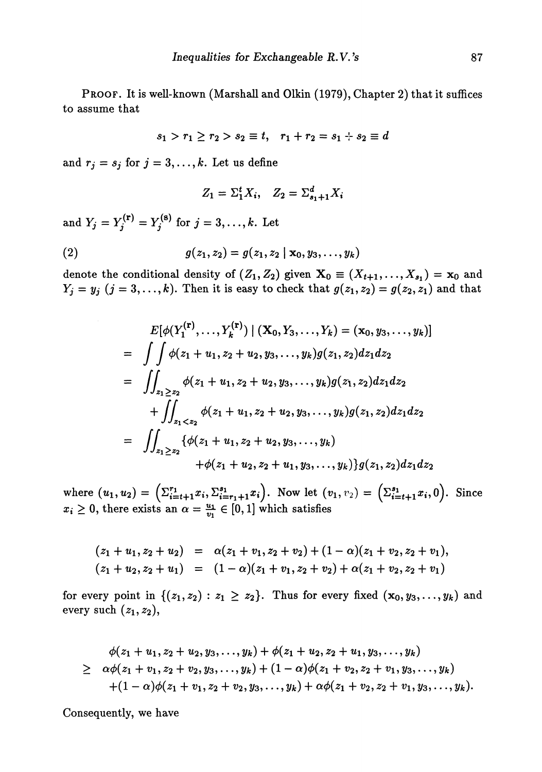PROOF. It is well-known (Marshall and Olkin (1979), Chapter 2) that it suffices to assume that

$$s_1 > r_1 \geq r_2 > s_2 \equiv t, \quad r_1 + r_2 = s_1 + s_2 \equiv d$$

and $r_j = s_j$ for $j = 3, \ldots, k$. Let us define

$$Z_1 = \Sigma_1^t X_i, \quad Z_2 = \Sigma_{s_1+1}^d X_i$$

and $Y_j = Y_j^{(\mathbf{r})} = Y_j^{(\mathbf{s})}$ for $j = 3, \ldots, k$. Let

$$g(z_1, z_2) = g(z_1, z_2 \mid \mathbf{x}_0, y_3, \ldots, y_k) \tag{2}$$

denote the conditional density of $(Z_1, Z_2)$ given $\mathbf{X}_0 \equiv (X_{t+1}, \ldots, X_{s_1}) = \mathbf{x}_0$ and $Y_j = y_j$ $(j = 3, \ldots, k)$. Then it is easy to check that $g(z_1, z_2) = g(z_2, z_1)$ and that

$$\begin{aligned}
& E[\phi(Y_1^{(\mathbf{r})}, \ldots, Y_k^{(\mathbf{r})}) \mid (\mathbf{X}_0, Y_3, \ldots, Y_k) = (\mathbf{x}_0, y_3, \ldots, y_k)] \\
= & \int\int \phi(z_1 + u_1, z_2 + u_2, y_3, \ldots, y_k) g(z_1, z_2) dz_1 dz_2 \\
= & \iint_{z_1 \geq z_2} \phi(z_1 + u_1, z_2 + u_2, y_3, \ldots, y_k) g(z_1, z_2) dz_1 dz_2 \\
& + \iint_{z_1 < z_2} \phi(z_1 + u_1, z_2 + u_2, y_3, \ldots, y_k) g(z_1, z_2) dz_1 dz_2 \\
= & \iint_{z_1 \geq z_2} \{\phi(z_1 + u_1, z_2 + u_2, y_3, \ldots, y_k) \\
& \qquad + \phi(z_1 + u_2, z_2 + u_1, y_3, \ldots, y_k)\} g(z_1, z_2) dz_1 dz_2
\end{aligned}$$

where $(u_1, u_2) = \left(\Sigma_{i=t+1}^{r_1} x_i, \Sigma_{i=r_1+1}^{s_1} x_i\right)$. Now let $(v_1, v_2) = \left(\Sigma_{i=t+1}^{s_1} x_i, 0\right)$. Since $x_i \geq 0$, there exists an $\alpha = \frac{u_1}{v_1} \in [0, 1]$ which satisfies

$$\begin{aligned}
(z_1 + u_1, z_2 + u_2) &= \alpha(z_1 + v_1, z_2 + v_2) + (1 - \alpha)(z_1 + v_2, z_2 + v_1), \\
(z_1 + u_2, z_2 + u_1) &= (1 - \alpha)(z_1 + v_1, z_2 + v_2) + \alpha(z_1 + v_2, z_2 + v_1)
\end{aligned}$$

for every point in $\{(z_1, z_2) : z_1 \geq z_2\}$. Thus for every fixed $(\mathbf{x}_0, y_3, \ldots, y_k)$ and every such $(z_1, z_2)$,

$$\begin{aligned}
& \phi(z_1 + u_1, z_2 + u_2, y_3, \ldots, y_k) + \phi(z_1 + u_2, z_2 + u_1, y_3, \ldots, y_k) \\
\geq \; & \alpha\phi(z_1 + v_1, z_2 + v_2, y_3, \ldots, y_k) + (1 - \alpha)\phi(z_1 + v_2, z_2 + v_1, y_3, \ldots, y_k) \\
& + (1 - \alpha)\phi(z_1 + v_1, z_2 + v_2, y_3, \ldots, y_k) + \alpha\phi(z_1 + v_2, z_2 + v_1, y_3, \ldots, y_k).
\end{aligned}$$

Consequently, we have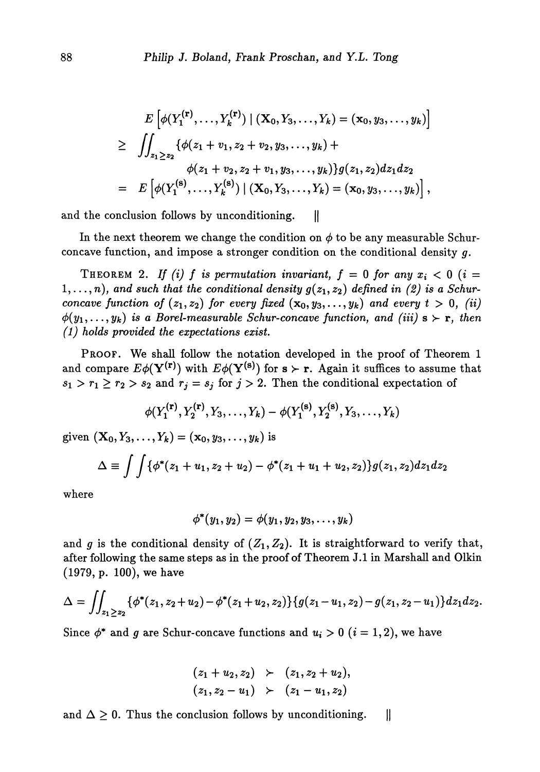$$
\begin{aligned}
& E\left[\phi(Y_1^{(\mathbf{r})}, \ldots, Y_k^{(\mathbf{r})}) \mid (\mathbf{X}_0, Y_3, \ldots, Y_k) = (\mathbf{x}_0, y_3, \ldots, y_k)\right] \\
\geq & \iint_{z_1 \geq z_2} \{\phi(z_1 + v_1, z_2 + v_2, y_3, \ldots, y_k) + \\
& \qquad \phi(z_1 + v_2, z_2 + v_1, y_3, \ldots, y_k)\} g(z_1, z_2) dz_1 dz_2 \\
= & E\left[\phi(Y_1^{(\mathbf{s})}, \ldots, Y_k^{(\mathbf{s})}) \mid (\mathbf{X}_0, Y_3, \ldots, Y_k) = (\mathbf{x}_0, y_3, \ldots, y_k)\right],
\end{aligned}
$$

and the conclusion follows by unconditioning. ||

In the next theorem we change the condition on $\phi$ to be any measurable Schur-concave function, and impose a stronger condition on the conditional density $g$.

**THEOREM 2.** *If (i) $f$ is permutation invariant, $f = 0$ for any $x_i < 0$ $(i = 1, \ldots, n)$, and such that the conditional density $g(z_1, z_2)$ defined in (2) is a Schur-concave function of $(z_1, z_2)$ for every fixed $(\mathbf{x}_0, y_3, \ldots, y_k)$ and every $t > 0$, (ii) $\phi(y_1, \ldots, y_k)$ is a Borel-measurable Schur-concave function, and (iii) $\mathbf{s} \succ \mathbf{r}$, then (1) holds provided the expectations exist.*

**PROOF.** We shall follow the notation developed in the proof of Theorem 1 and compare $E\phi(\mathbf{Y}^{(\mathbf{r})})$ with $E\phi(\mathbf{Y}^{(\mathbf{s})})$ for $\mathbf{s} \succ \mathbf{r}$. Again it suffices to assume that $s_1 > r_1 \geq r_2 > s_2$ and $r_j = s_j$ for $j > 2$. Then the conditional expectation of

$$
\phi(Y_1^{(\mathbf{r})}, Y_2^{(\mathbf{r})}, Y_3, \ldots, Y_k) - \phi(Y_1^{(\mathbf{s})}, Y_2^{(\mathbf{s})}, Y_3, \ldots, Y_k)
$$

given $(\mathbf{X}_0, Y_3, \ldots, Y_k) = (\mathbf{x}_0, y_3, \ldots, y_k)$ is

$$
\Delta \equiv \int\int \{\phi^*(z_1 + u_1, z_2 + u_2) - \phi^*(z_1 + u_1 + u_2, z_2)\} g(z_1, z_2) dz_1 dz_2
$$

where

$$
\phi^*(y_1, y_2) = \phi(y_1, y_2, y_3, \ldots, y_k)
$$

and $g$ is the conditional density of $(Z_1, Z_2)$. It is straightforward to verify that, after following the same steps as in the proof of Theorem J.1 in Marshall and Olkin (1979, p. 100), we have

$$
\Delta = \iint_{z_1 \geq z_2} \{\phi^*(z_1, z_2 + u_2) - \phi^*(z_1 + u_2, z_2)\}\{g(z_1 - u_1, z_2) - g(z_1, z_2 - u_1)\} dz_1 dz_2.
$$

Since $\phi^*$ and $g$ are Schur-concave functions and $u_i > 0$ $(i = 1, 2)$, we have

$$
\begin{aligned}
(z_1 + u_2, z_2) &\succ (z_1, z_2 + u_2), \\
(z_1, z_2 - u_1) &\succ (z_1 - u_1, z_2)
\end{aligned}
$$

and $\Delta \geq 0$. Thus the conclusion follows by unconditioning. ||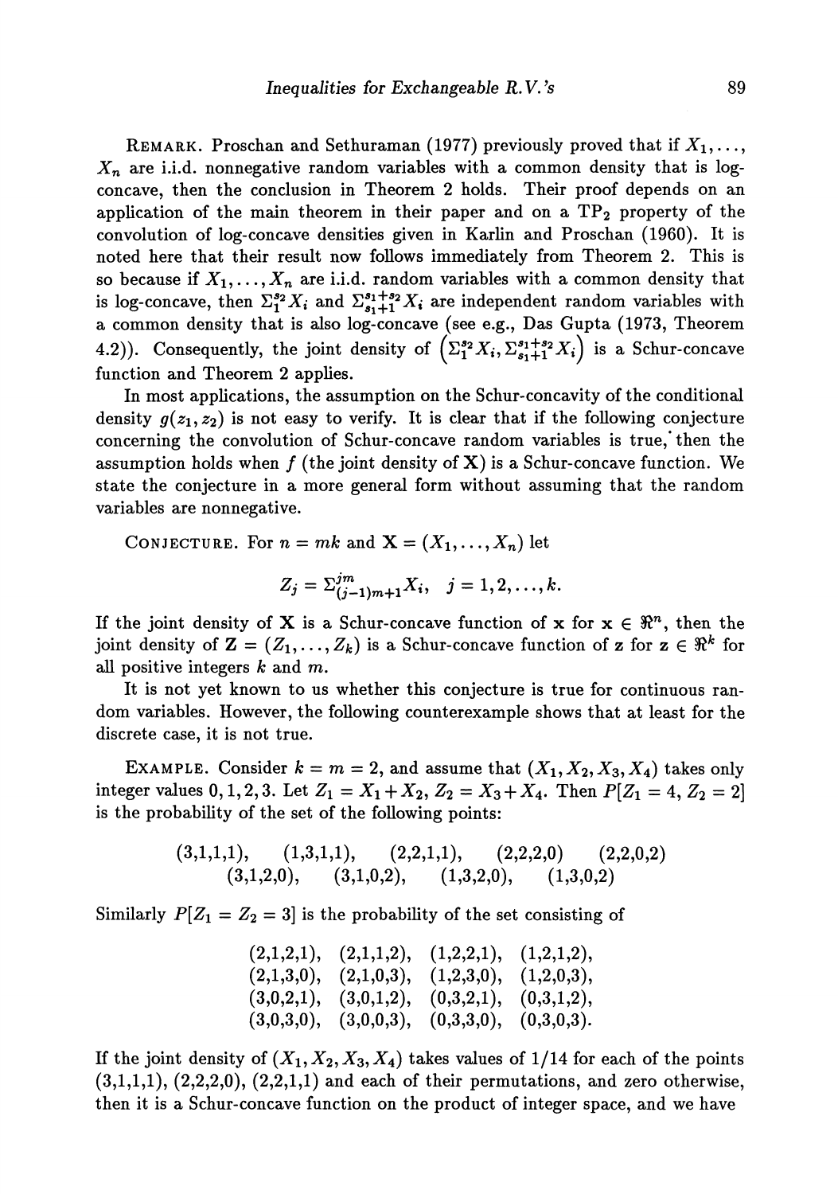REMARK. Proschan and Sethuraman (1977) previously proved that if $X_1, \ldots, X_n$ are i.i.d. nonnegative random variables with a common density that is log-concave, then the conclusion in Theorem 2 holds. Their proof depends on an application of the main theorem in their paper and on a $TP_2$ property of the convolution of log-concave densities given in Karlin and Proschan (1960). It is noted here that their result now follows immediately from Theorem 2. This is so because if $X_1, \ldots, X_n$ are i.i.d. random variables with a common density that is log-concave, then $\Sigma_1^{s_2} X_i$ and $\Sigma_{s_1+1}^{s_1+s_2} X_i$ are independent random variables with a common density that is also log-concave (see e.g., Das Gupta (1973, Theorem 4.2)). Consequently, the joint density of $\left(\Sigma_1^{s_2} X_i, \Sigma_{s_1+1}^{s_1+s_2} X_i\right)$ is a Schur-concave function and Theorem 2 applies.

In most applications, the assumption on the Schur-concavity of the conditional density $g(z_1, z_2)$ is not easy to verify. It is clear that if the following conjecture concerning the convolution of Schur-concave random variables is true, then the assumption holds when $f$ (the joint density of $\mathbf{X}$) is a Schur-concave function. We state the conjecture in a more general form without assuming that the random variables are nonnegative.

CONJECTURE. For $n = mk$ and $\mathbf{X} = (X_1, \ldots, X_n)$ let

$$Z_j = \Sigma_{(j-1)m+1}^{jm} X_i, \quad j = 1, 2, \ldots, k.$$

If the joint density of $\mathbf{X}$ is a Schur-concave function of $\mathbf{x}$ for $\mathbf{x} \in \Re^n$, then the joint density of $\mathbf{Z} = (Z_1, \ldots, Z_k)$ is a Schur-concave function of $\mathbf{z}$ for $\mathbf{z} \in \Re^k$ for all positive integers $k$ and $m$.

It is not yet known to us whether this conjecture is true for continuous random variables. However, the following counterexample shows that at least for the discrete case, it is not true.

EXAMPLE. Consider $k = m = 2$, and assume that $(X_1, X_2, X_3, X_4)$ takes only integer values $0, 1, 2, 3$. Let $Z_1 = X_1 + X_2$, $Z_2 = X_3 + X_4$. Then $P[Z_1 = 4, Z_2 = 2]$ is the probability of the set of the following points:

(3,1,1,1), (1,3,1,1), (2,2,1,1), (2,2,2,0) (2,2,0,2)
(3,1,2,0), (3,1,0,2), (1,3,2,0), (1,3,0,2)

Similarly $P[Z_1 = Z_2 = 3]$ is the probability of the set consisting of

(2,1,2,1), (2,1,1,2), (1,2,2,1), (1,2,1,2),
(2,1,3,0), (2,1,0,3), (1,2,3,0), (1,2,0,3),
(3,0,2,1), (3,0,1,2), (0,3,2,1), (0,3,1,2),
(3,0,3,0), (3,0,0,3), (0,3,3,0), (0,3,0,3).

If the joint density of $(X_1, X_2, X_3, X_4)$ takes values of $1/14$ for each of the points (3,1,1,1), (2,2,2,0), (2,2,1,1) and each of their permutations, and zero otherwise, then it is a Schur-concave function on the product of integer space, and we have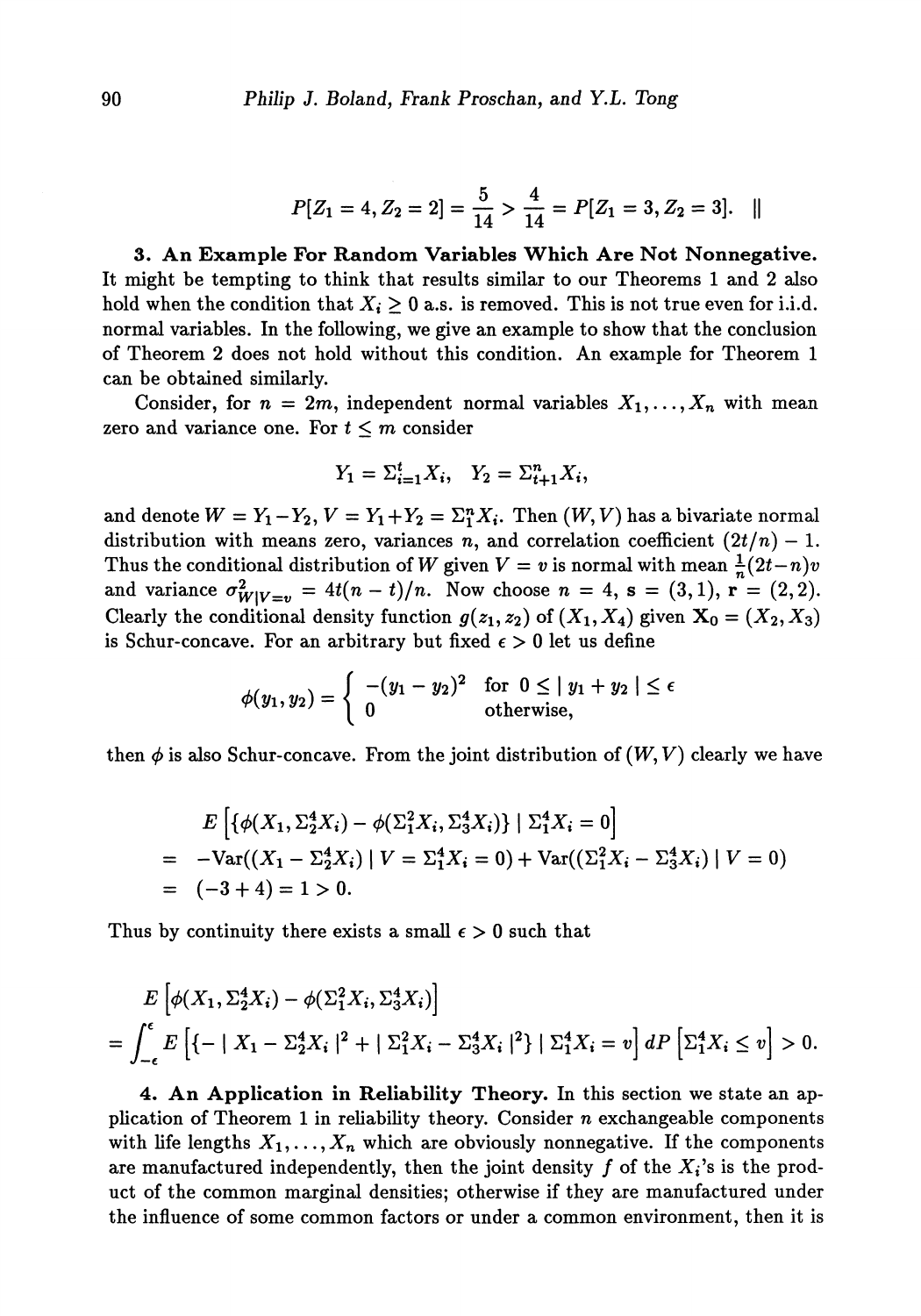$$P[Z_1 = 4, Z_2 = 2] = \frac{5}{14} > \frac{4}{14} = P[Z_1 = 3, Z_2 = 3]. \quad \|$$

**3. An Example For Random Variables Which Are Not Nonnegative.** It might be tempting to think that results similar to our Theorems 1 and 2 also hold when the condition that $X_i \geq 0$ a.s. is removed. This is not true even for i.i.d. normal variables. In the following, we give an example to show that the conclusion of Theorem 2 does not hold without this condition. An example for Theorem 1 can be obtained similarly.

Consider, for $n = 2m$, independent normal variables $X_1, \ldots, X_n$ with mean zero and variance one. For $t \leq m$ consider

$$Y_1 = \Sigma_{i=1}^t X_i, \quad Y_2 = \Sigma_{t+1}^n X_i,$$

and denote $W = Y_1 - Y_2$, $V = Y_1 + Y_2 = \Sigma_1^n X_i$. Then $(W, V)$ has a bivariate normal distribution with means zero, variances $n$, and correlation coefficient $(2t/n) - 1$. Thus the conditional distribution of $W$ given $V = v$ is normal with mean $\frac{1}{n}(2t - n)v$ and variance $\sigma^2_{W|V=v} = 4t(n-t)/n$. Now choose $n = 4$, $\mathbf{s} = (3, 1)$, $\mathbf{r} = (2, 2)$. Clearly the conditional density function $g(z_1, z_2)$ of $(X_1, X_4)$ given $\mathbf{X}_0 = (X_2, X_3)$ is Schur-concave. For an arbitrary but fixed $\epsilon > 0$ let us define

$$\phi(y_1, y_2) = \begin{cases} -(y_1 - y_2)^2 & \text{for } 0 \leq |\, y_1 + y_2 \,| \leq \epsilon \\ 0 & \text{otherwise,} \end{cases}$$

then $\phi$ is also Schur-concave. From the joint distribution of $(W, V)$ clearly we have

$$\begin{aligned} & E\left[\{\phi(X_1, \Sigma_2^4 X_i) - \phi(\Sigma_1^2 X_i, \Sigma_3^4 X_i)\} \mid \Sigma_1^4 X_i = 0\right] \\ = \;& -\mathrm{Var}((X_1 - \Sigma_2^4 X_i) \mid V = \Sigma_1^4 X_i = 0) + \mathrm{Var}((\Sigma_1^2 X_i - \Sigma_3^4 X_i) \mid V = 0) \\ = \;& (-3 + 4) = 1 > 0. \end{aligned}$$

Thus by continuity there exists a small $\epsilon > 0$ such that

$$\begin{aligned} & E\left[\phi(X_1, \Sigma_2^4 X_i) - \phi(\Sigma_1^2 X_i, \Sigma_3^4 X_i)\right] \\ = & \int_{-\epsilon}^{\epsilon} E\left[\{-\mid X_1 - \Sigma_2^4 X_i \mid^2 + \mid \Sigma_1^2 X_i - \Sigma_3^4 X_i \mid^2\} \mid \Sigma_1^4 X_i = v\right] dP\left[\Sigma_1^4 X_i \leq v\right] > 0. \end{aligned}$$

**4. An Application in Reliability Theory.** In this section we state an application of Theorem 1 in reliability theory. Consider $n$ exchangeable components with life lengths $X_1, \ldots, X_n$ which are obviously nonnegative. If the components are manufactured independently, then the joint density $f$ of the $X_i$'s is the product of the common marginal densities; otherwise if they are manufactured under the influence of some common factors or under a common environment, then it is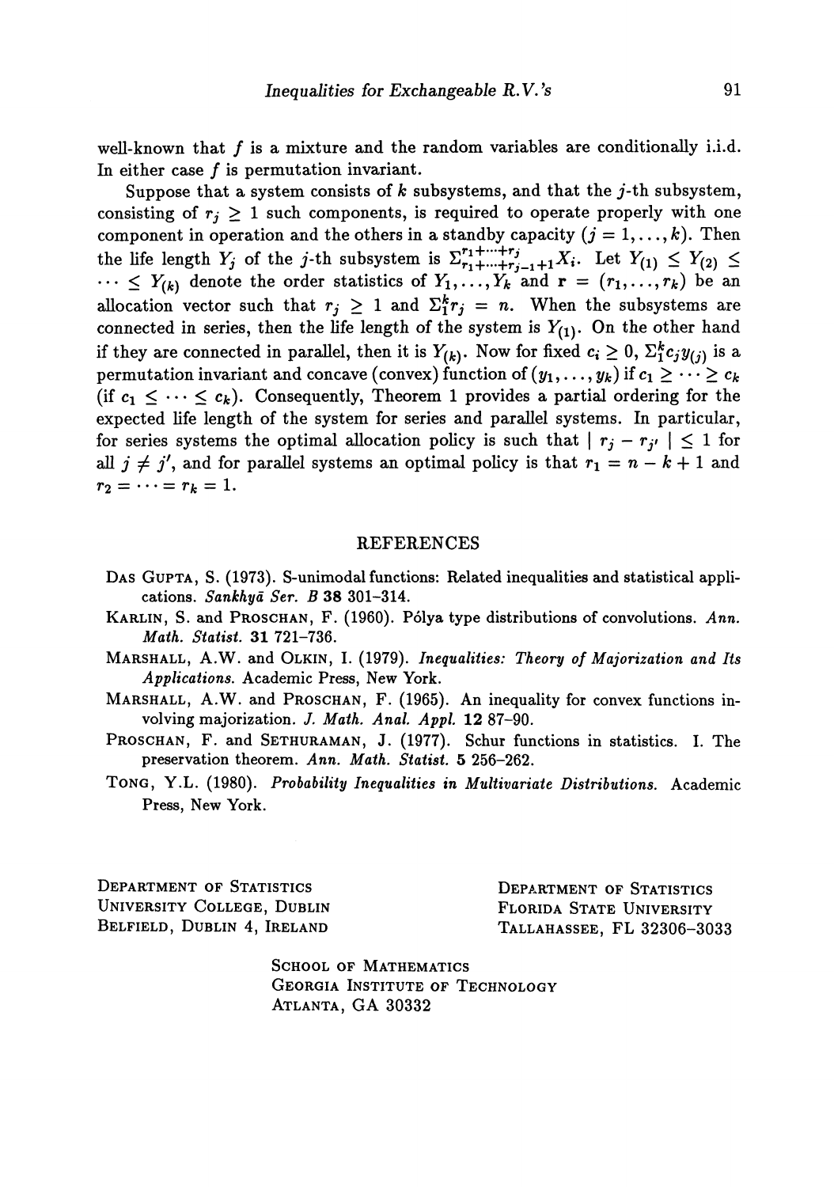well-known that $f$ is a mixture and the random variables are conditionally i.i.d. In either case $f$ is permutation invariant.

Suppose that a system consists of $k$ subsystems, and that the $j$-th subsystem, consisting of $r_j \geq 1$ such components, is required to operate properly with one component in operation and the others in a standby capacity ($j = 1, \ldots, k$). Then the life length $Y_j$ of the $j$-th subsystem is $\Sigma_{r_1+\cdots+r_{j-1}+1}^{r_1+\cdots+r_j} X_i$. Let $Y_{(1)} \leq Y_{(2)} \leq \cdots \leq Y_{(k)}$ denote the order statistics of $Y_1, \ldots, Y_k$ and $\mathbf{r} = (r_1, \ldots, r_k)$ be an allocation vector such that $r_j \geq 1$ and $\Sigma_1^k r_j = n$. When the subsystems are connected in series, then the life length of the system is $Y_{(1)}$. On the other hand if they are connected in parallel, then it is $Y_{(k)}$. Now for fixed $c_i \geq 0$, $\Sigma_1^k c_j y_{(j)}$ is a permutation invariant and concave (convex) function of $(y_1, \ldots, y_k)$ if $c_1 \geq \cdots \geq c_k$ (if $c_1 \leq \cdots \leq c_k$). Consequently, Theorem 1 provides a partial ordering for the expected life length of the system for series and parallel systems. In particular, for series systems the optimal allocation policy is such that $\mid r_j - r_{j'} \mid \leq 1$ for all $j \neq j'$, and for parallel systems an optimal policy is that $r_1 = n - k + 1$ and $r_2 = \cdots = r_k = 1$.

## REFERENCES

Das Gupta, S. (1973). S-unimodal functions: Related inequalities and statistical applications. *Sankhyā Ser. B* **38** 301–314.

Karlin, S. and Proschan, F. (1960). Pólya type distributions of convolutions. *Ann. Math. Statist.* **31** 721–736.

Marshall, A.W. and Olkin, I. (1979). *Inequalities: Theory of Majorization and Its Applications.* Academic Press, New York.

Marshall, A.W. and Proschan, F. (1965). An inequality for convex functions involving majorization. *J. Math. Anal. Appl.* **12** 87–90.

Proschan, F. and Sethuraman, J. (1977). Schur functions in statistics. I. The preservation theorem. *Ann. Math. Statist.* **5** 256–262.

Tong, Y.L. (1980). *Probability Inequalities in Multivariate Distributions.* Academic Press, New York.

Department of Statistics
University College, Dublin
Belfield, Dublin 4, Ireland

Department of Statistics
Florida State University
Tallahassee, FL 32306–3033

School of Mathematics
Georgia Institute of Technology
Atlanta, GA 30332